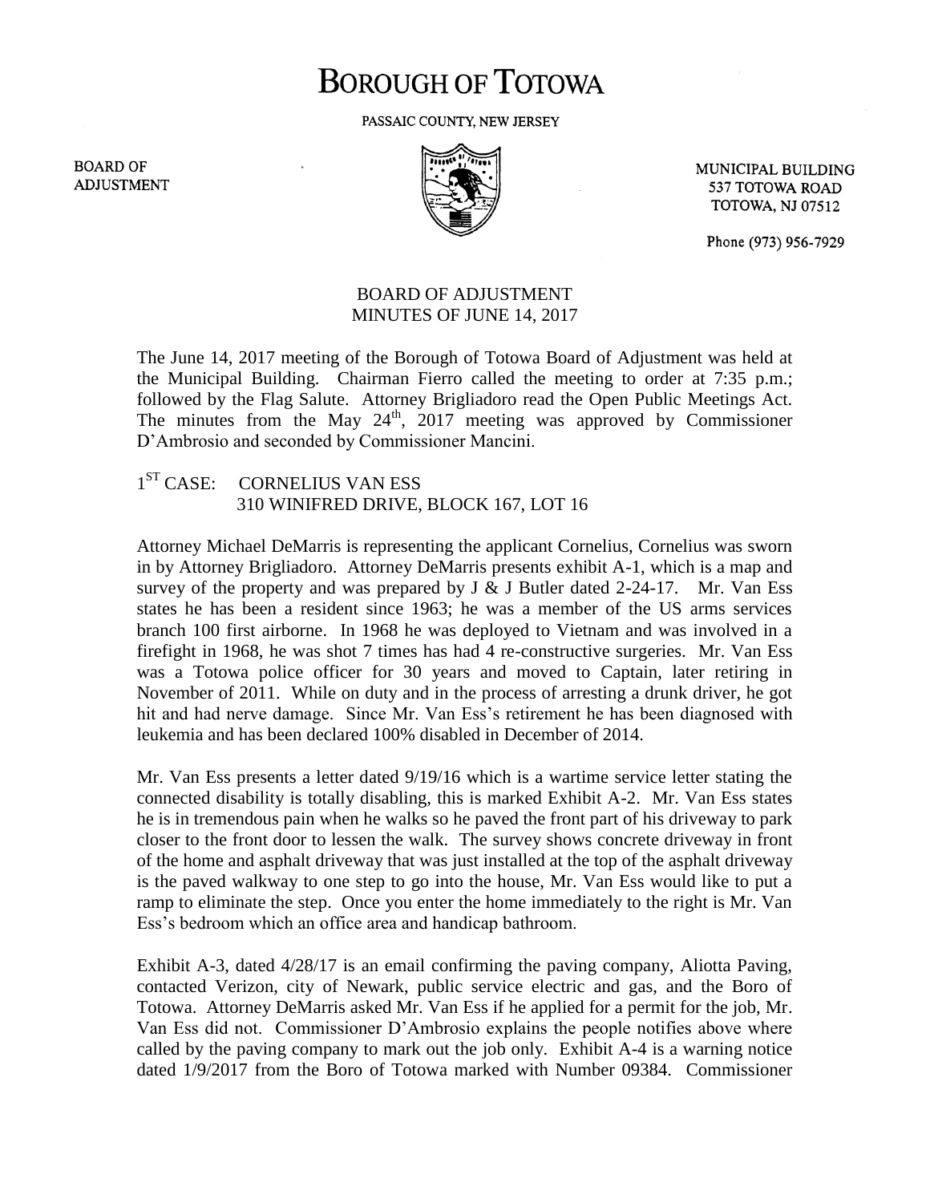# BOROUGH OF TOTOWA

PASSAIC COUNTY, NEW JERSEY

BOARD OF ADJUSTMENT

MUNICIPAL BUILDING
537 TOTOWA ROAD
TOTOWA, NJ 07512

Phone (973) 956-7929

BOARD OF ADJUSTMENT
MINUTES OF JUNE 14, 2017

The June 14, 2017 meeting of the Borough of Totowa Board of Adjustment was held at the Municipal Building. Chairman Fierro called the meeting to order at 7:35 p.m.; followed by the Flag Salute. Attorney Brigliadoro read the Open Public Meetings Act. The minutes from the May 24th, 2017 meeting was approved by Commissioner D'Ambrosio and seconded by Commissioner Mancini.

1ST CASE: CORNELIUS VAN ESS
310 WINIFRED DRIVE, BLOCK 167, LOT 16

Attorney Michael DeMarris is representing the applicant Cornelius, Cornelius was sworn in by Attorney Brigliadoro. Attorney DeMarris presents exhibit A-1, which is a map and survey of the property and was prepared by J & J Butler dated 2-24-17. Mr. Van Ess states he has been a resident since 1963; he was a member of the US arms services branch 100 first airborne. In 1968 he was deployed to Vietnam and was involved in a firefight in 1968, he was shot 7 times has had 4 re-constructive surgeries. Mr. Van Ess was a Totowa police officer for 30 years and moved to Captain, later retiring in November of 2011. While on duty and in the process of arresting a drunk driver, he got hit and had nerve damage. Since Mr. Van Ess's retirement he has been diagnosed with leukemia and has been declared 100% disabled in December of 2014.

Mr. Van Ess presents a letter dated 9/19/16 which is a wartime service letter stating the connected disability is totally disabling, this is marked Exhibit A-2. Mr. Van Ess states he is in tremendous pain when he walks so he paved the front part of his driveway to park closer to the front door to lessen the walk. The survey shows concrete driveway in front of the home and asphalt driveway that was just installed at the top of the asphalt driveway is the paved walkway to one step to go into the house, Mr. Van Ess would like to put a ramp to eliminate the step. Once you enter the home immediately to the right is Mr. Van Ess's bedroom which an office area and handicap bathroom.

Exhibit A-3, dated 4/28/17 is an email confirming the paving company, Aliotta Paving, contacted Verizon, city of Newark, public service electric and gas, and the Boro of Totowa. Attorney DeMarris asked Mr. Van Ess if he applied for a permit for the job, Mr. Van Ess did not. Commissioner D'Ambrosio explains the people notifies above where called by the paving company to mark out the job only. Exhibit A-4 is a warning notice dated 1/9/2017 from the Boro of Totowa marked with Number 09384. Commissioner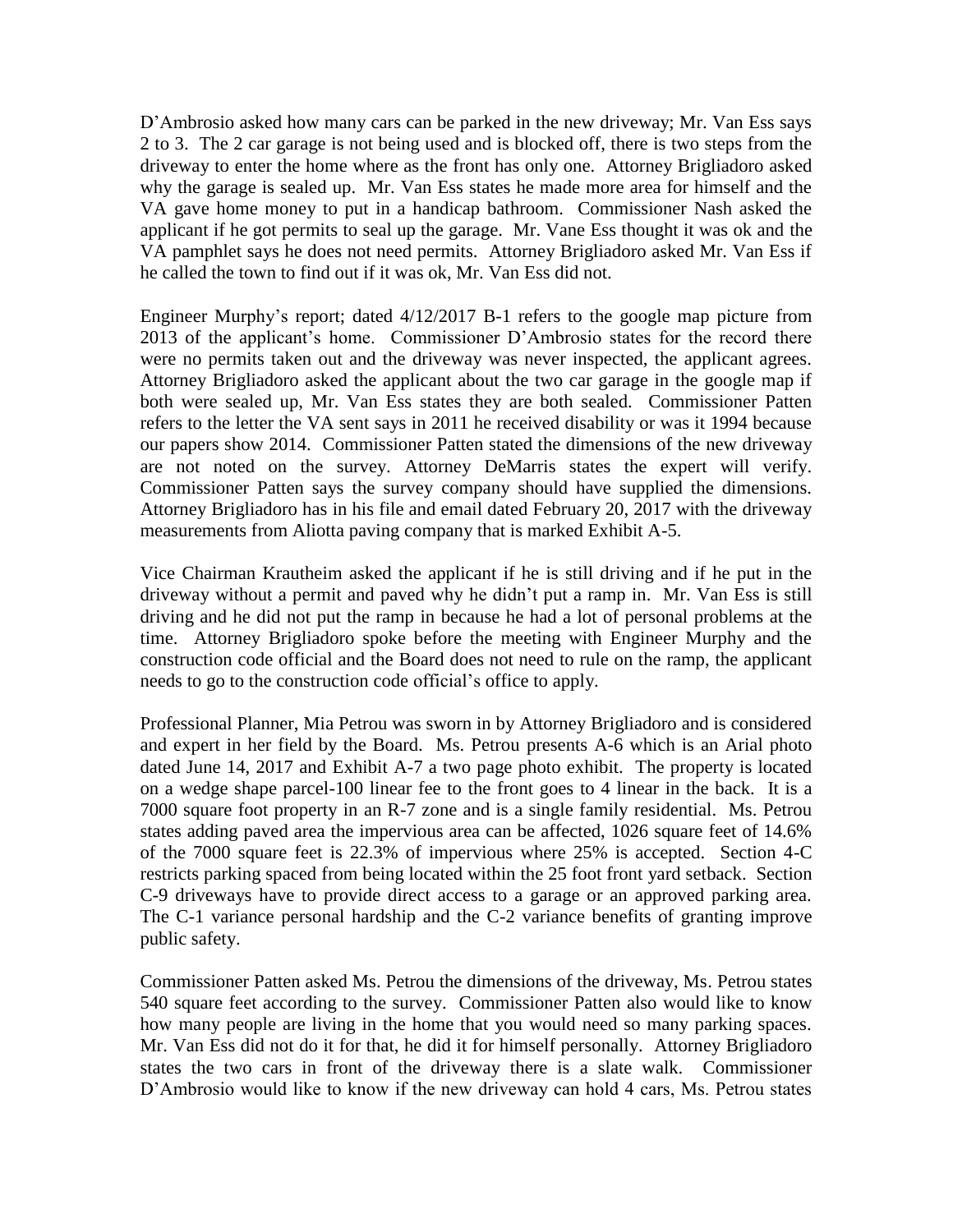D'Ambrosio asked how many cars can be parked in the new driveway; Mr. Van Ess says 2 to 3. The 2 car garage is not being used and is blocked off, there is two steps from the driveway to enter the home where as the front has only one. Attorney Brigliadoro asked why the garage is sealed up. Mr. Van Ess states he made more area for himself and the VA gave home money to put in a handicap bathroom. Commissioner Nash asked the applicant if he got permits to seal up the garage. Mr. Vane Ess thought it was ok and the VA pamphlet says he does not need permits. Attorney Brigliadoro asked Mr. Van Ess if he called the town to find out if it was ok, Mr. Van Ess did not.

Engineer Murphy's report; dated 4/12/2017 B-1 refers to the google map picture from 2013 of the applicant's home. Commissioner D'Ambrosio states for the record there were no permits taken out and the driveway was never inspected, the applicant agrees. Attorney Brigliadoro asked the applicant about the two car garage in the google map if both were sealed up, Mr. Van Ess states they are both sealed. Commissioner Patten refers to the letter the VA sent says in 2011 he received disability or was it 1994 because our papers show 2014. Commissioner Patten stated the dimensions of the new driveway are not noted on the survey. Attorney DeMarris states the expert will verify. Commissioner Patten says the survey company should have supplied the dimensions. Attorney Brigliadoro has in his file and email dated February 20, 2017 with the driveway measurements from Aliotta paving company that is marked Exhibit A-5.

Vice Chairman Krautheim asked the applicant if he is still driving and if he put in the driveway without a permit and paved why he didn't put a ramp in. Mr. Van Ess is still driving and he did not put the ramp in because he had a lot of personal problems at the time. Attorney Brigliadoro spoke before the meeting with Engineer Murphy and the construction code official and the Board does not need to rule on the ramp, the applicant needs to go to the construction code official's office to apply.

Professional Planner, Mia Petrou was sworn in by Attorney Brigliadoro and is considered and expert in her field by the Board. Ms. Petrou presents A-6 which is an Arial photo dated June 14, 2017 and Exhibit A-7 a two page photo exhibit. The property is located on a wedge shape parcel-100 linear fee to the front goes to 4 linear in the back. It is a 7000 square foot property in an R-7 zone and is a single family residential. Ms. Petrou states adding paved area the impervious area can be affected, 1026 square feet of 14.6% of the 7000 square feet is 22.3% of impervious where 25% is accepted. Section 4-C restricts parking spaced from being located within the 25 foot front yard setback. Section C-9 driveways have to provide direct access to a garage or an approved parking area. The C-1 variance personal hardship and the C-2 variance benefits of granting improve public safety.

Commissioner Patten asked Ms. Petrou the dimensions of the driveway, Ms. Petrou states 540 square feet according to the survey. Commissioner Patten also would like to know how many people are living in the home that you would need so many parking spaces. Mr. Van Ess did not do it for that, he did it for himself personally. Attorney Brigliadoro states the two cars in front of the driveway there is a slate walk. Commissioner D'Ambrosio would like to know if the new driveway can hold 4 cars, Ms. Petrou states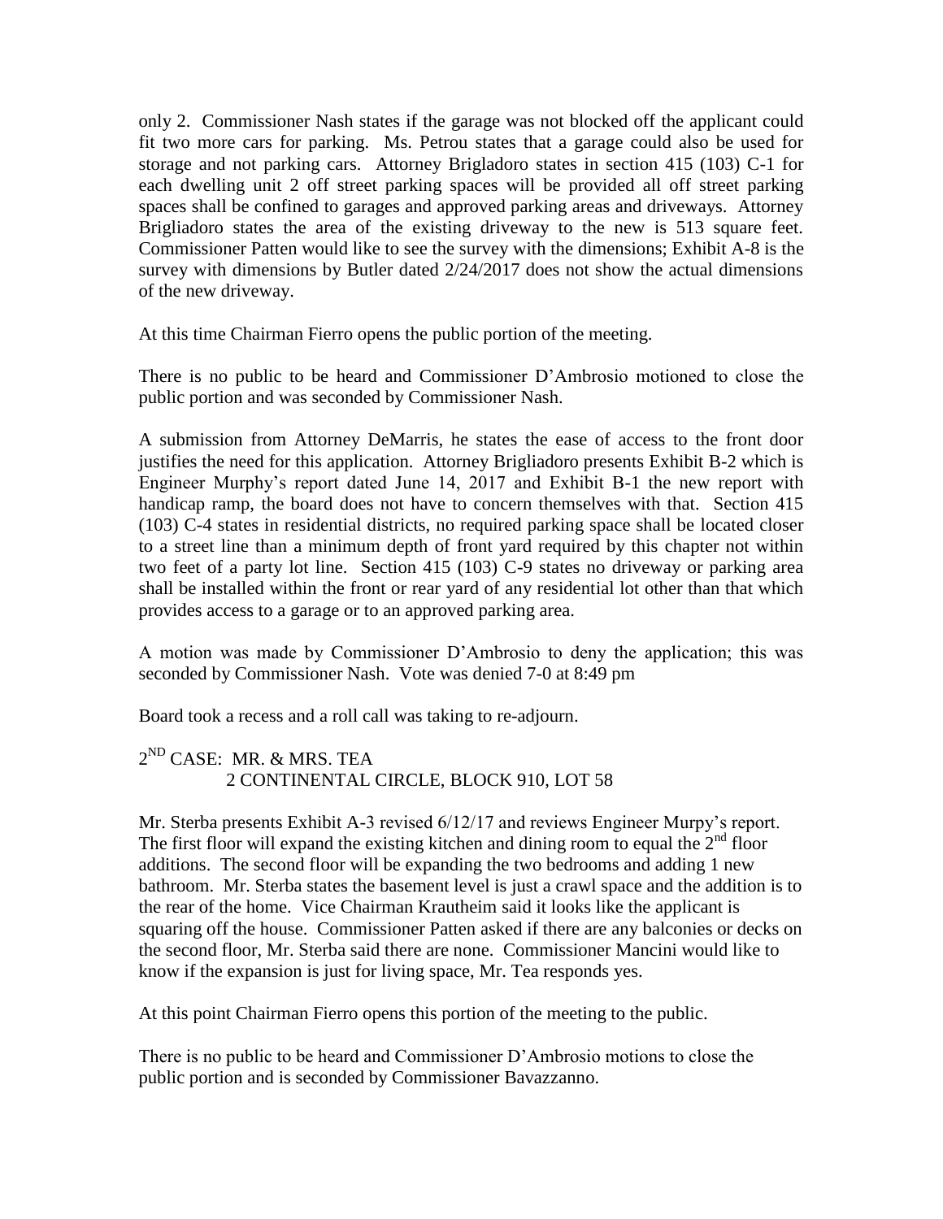only 2. Commissioner Nash states if the garage was not blocked off the applicant could fit two more cars for parking. Ms. Petrou states that a garage could also be used for storage and not parking cars. Attorney Brigladoro states in section 415 (103) C-1 for each dwelling unit 2 off street parking spaces will be provided all off street parking spaces shall be confined to garages and approved parking areas and driveways. Attorney Brigliadoro states the area of the existing driveway to the new is 513 square feet. Commissioner Patten would like to see the survey with the dimensions; Exhibit A-8 is the survey with dimensions by Butler dated 2/24/2017 does not show the actual dimensions of the new driveway.

At this time Chairman Fierro opens the public portion of the meeting.

There is no public to be heard and Commissioner D'Ambrosio motioned to close the public portion and was seconded by Commissioner Nash.

A submission from Attorney DeMarris, he states the ease of access to the front door justifies the need for this application. Attorney Brigliadoro presents Exhibit B-2 which is Engineer Murphy's report dated June 14, 2017 and Exhibit B-1 the new report with handicap ramp, the board does not have to concern themselves with that. Section 415 (103) C-4 states in residential districts, no required parking space shall be located closer to a street line than a minimum depth of front yard required by this chapter not within two feet of a party lot line. Section 415 (103) C-9 states no driveway or parking area shall be installed within the front or rear yard of any residential lot other than that which provides access to a garage or to an approved parking area.

A motion was made by Commissioner D'Ambrosio to deny the application; this was seconded by Commissioner Nash. Vote was denied 7-0 at 8:49 pm

Board took a recess and a roll call was taking to re-adjourn.

2ND CASE: MR. & MRS. TEA
2 CONTINENTAL CIRCLE, BLOCK 910, LOT 58

Mr. Sterba presents Exhibit A-3 revised 6/12/17 and reviews Engineer Murpy's report. The first floor will expand the existing kitchen and dining room to equal the 2nd floor additions. The second floor will be expanding the two bedrooms and adding 1 new bathroom. Mr. Sterba states the basement level is just a crawl space and the addition is to the rear of the home. Vice Chairman Krautheim said it looks like the applicant is squaring off the house. Commissioner Patten asked if there are any balconies or decks on the second floor, Mr. Sterba said there are none. Commissioner Mancini would like to know if the expansion is just for living space, Mr. Tea responds yes.

At this point Chairman Fierro opens this portion of the meeting to the public.

There is no public to be heard and Commissioner D'Ambrosio motions to close the public portion and is seconded by Commissioner Bavazzanno.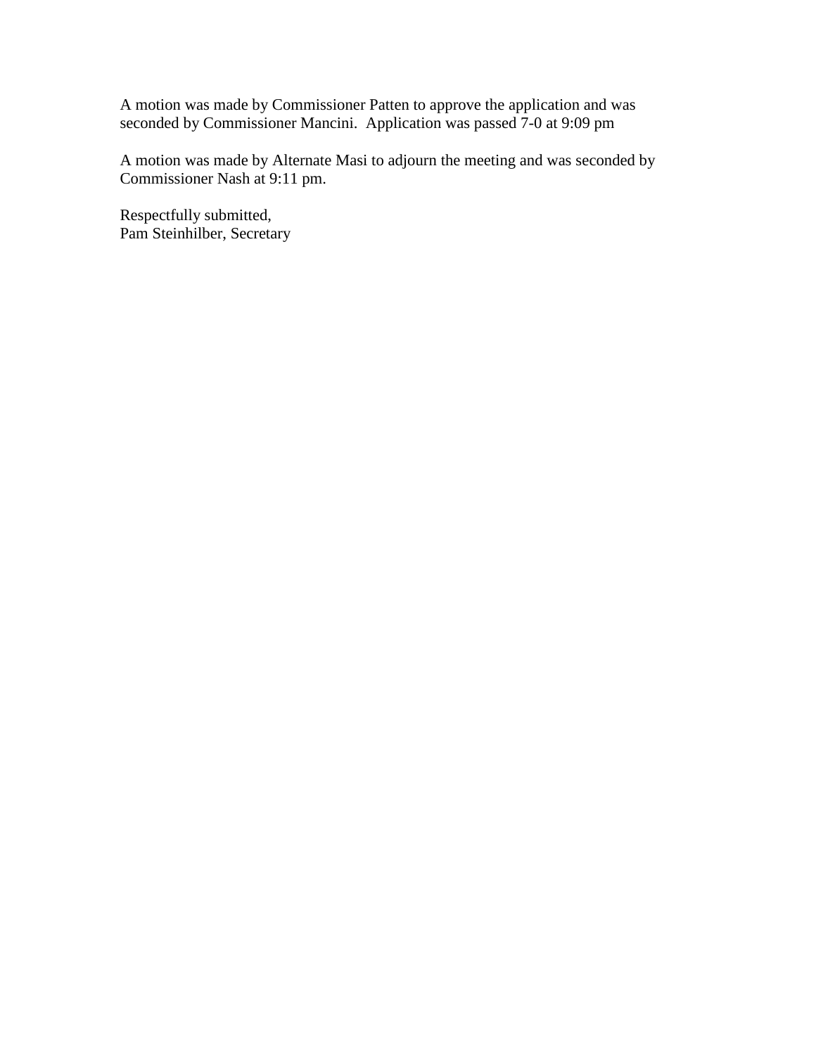A motion was made by Commissioner Patten to approve the application and was seconded by Commissioner Mancini. Application was passed 7-0 at 9:09 pm

A motion was made by Alternate Masi to adjourn the meeting and was seconded by Commissioner Nash at 9:11 pm.

Respectfully submitted,
Pam Steinhilber, Secretary